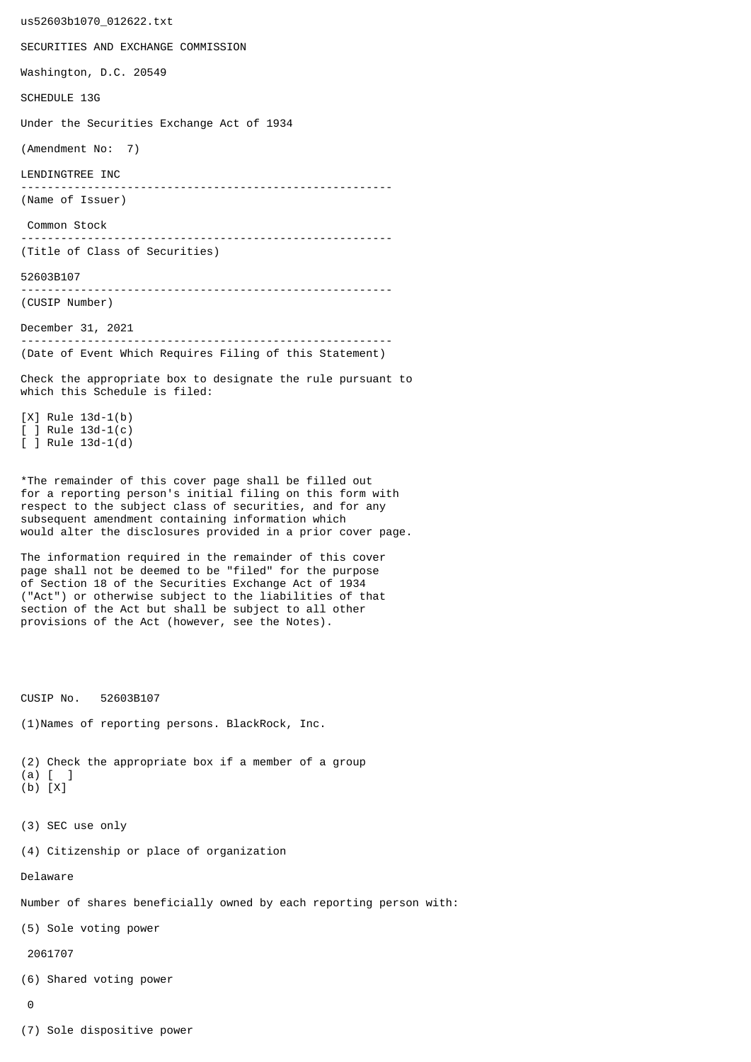us52603b1070_012622.txt

SECURITIES AND EXCHANGE COMMISSION

Washington, D.C. 20549

SCHEDULE 13G

Under the Securities Exchange Act of 1934

(Amendment No: 7)

LENDINGTREE INC

--------------------------------------------------------
(Name of Issuer)

Common Stock

--------------------------------------------------------
(Title of Class of Securities)

52603B107

--------------------------------------------------------
(CUSIP Number)

December 31, 2021

--------------------------------------------------------
(Date of Event Which Requires Filing of this Statement)

Check the appropriate box to designate the rule pursuant to which this Schedule is filed:

[X] Rule 13d-1(b)
[ ] Rule 13d-1(c)
[ ] Rule 13d-1(d)

*The remainder of this cover page shall be filled out for a reporting person's initial filing on this form with respect to the subject class of securities, and for any subsequent amendment containing information which would alter the disclosures provided in a prior cover page.

The information required in the remainder of this cover page shall not be deemed to be "filed" for the purpose of Section 18 of the Securities Exchange Act of 1934 ("Act") or otherwise subject to the liabilities of that section of the Act but shall be subject to all other provisions of the Act (however, see the Notes).

CUSIP No. 52603B107

(1)Names of reporting persons. BlackRock, Inc.

(2) Check the appropriate box if a member of a group
(a) [ ]
(b) [X]

(3) SEC use only

(4) Citizenship or place of organization

Delaware

Number of shares beneficially owned by each reporting person with:

(5) Sole voting power

2061707

(6) Shared voting power

0

(7) Sole dispositive power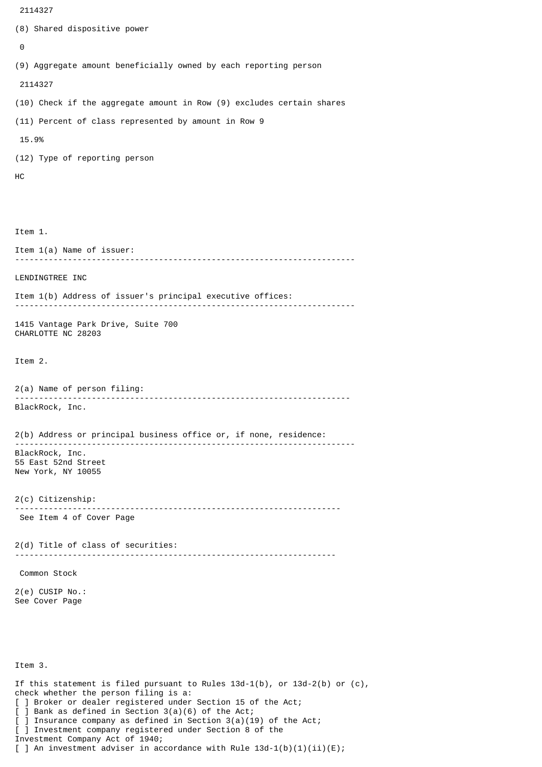2114327

(8) Shared dispositive power

0

(9) Aggregate amount beneficially owned by each reporting person

2114327

(10) Check if the aggregate amount in Row (9) excludes certain shares

(11) Percent of class represented by amount in Row 9

15.9%

(12) Type of reporting person

HC

Item 1.

Item 1(a) Name of issuer:

---

LENDINGTREE INC

Item 1(b) Address of issuer's principal executive offices:

---

1415 Vantage Park Drive, Suite 700
CHARLOTTE NC 28203

Item 2.

2(a) Name of person filing:

---

BlackRock, Inc.

2(b) Address or principal business office or, if none, residence:

---

BlackRock, Inc.
55 East 52nd Street
New York, NY 10055

2(c) Citizenship:

---

See Item 4 of Cover Page

2(d) Title of class of securities:

---

Common Stock

2(e) CUSIP No.:
See Cover Page

Item 3.

If this statement is filed pursuant to Rules 13d-1(b), or 13d-2(b) or (c),
check whether the person filing is a:
[ ] Broker or dealer registered under Section 15 of the Act;
[ ] Bank as defined in Section 3(a)(6) of the Act;
[ ] Insurance company as defined in Section 3(a)(19) of the Act;
[ ] Investment company registered under Section 8 of the
Investment Company Act of 1940;
[ ] An investment adviser in accordance with Rule 13d-1(b)(1)(ii)(E);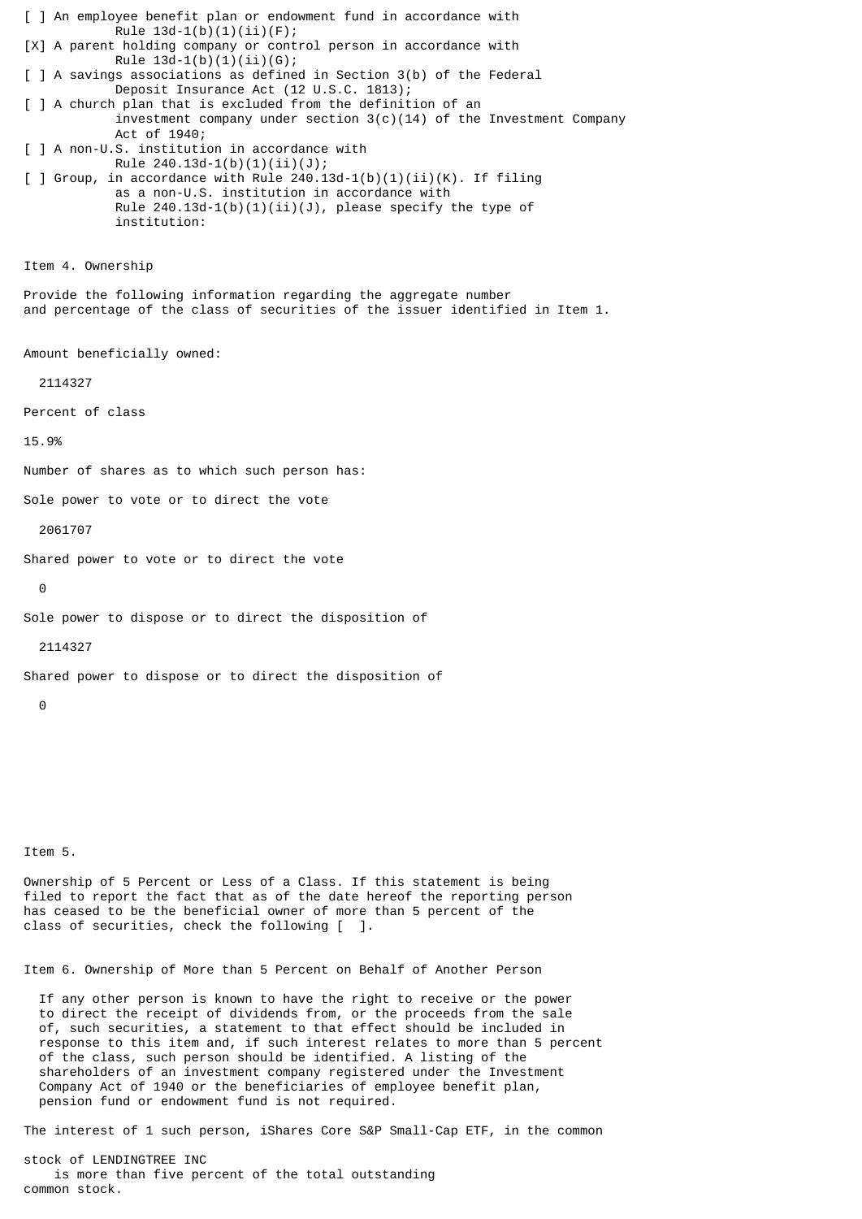[ ] An employee benefit plan or endowment fund in accordance with Rule 13d-1(b)(1)(ii)(F);

[X] A parent holding company or control person in accordance with Rule 13d-1(b)(1)(ii)(G);

[ ] A savings associations as defined in Section 3(b) of the Federal Deposit Insurance Act (12 U.S.C. 1813);

[ ] A church plan that is excluded from the definition of an investment company under section 3(c)(14) of the Investment Company Act of 1940;

[ ] A non-U.S. institution in accordance with Rule 240.13d-1(b)(1)(ii)(J);

[ ] Group, in accordance with Rule 240.13d-1(b)(1)(ii)(K). If filing as a non-U.S. institution in accordance with Rule 240.13d-1(b)(1)(ii)(J), please specify the type of institution:

Item 4. Ownership

Provide the following information regarding the aggregate number and percentage of the class of securities of the issuer identified in Item 1.

Amount beneficially owned:

2114327

Percent of class

15.9%

Number of shares as to which such person has:

Sole power to vote or to direct the vote

2061707

Shared power to vote or to direct the vote

0

Sole power to dispose or to direct the disposition of

2114327

Shared power to dispose or to direct the disposition of

0

Item 5.

Ownership of 5 Percent or Less of a Class. If this statement is being filed to report the fact that as of the date hereof the reporting person has ceased to be the beneficial owner of more than 5 percent of the class of securities, check the following [ ].

Item 6. Ownership of More than 5 Percent on Behalf of Another Person

If any other person is known to have the right to receive or the power to direct the receipt of dividends from, or the proceeds from the sale of, such securities, a statement to that effect should be included in response to this item and, if such interest relates to more than 5 percent of the class, such person should be identified. A listing of the shareholders of an investment company registered under the Investment Company Act of 1940 or the beneficiaries of employee benefit plan, pension fund or endowment fund is not required.

The interest of 1 such person, iShares Core S&P Small-Cap ETF, in the common stock of LENDINGTREE INC is more than five percent of the total outstanding common stock.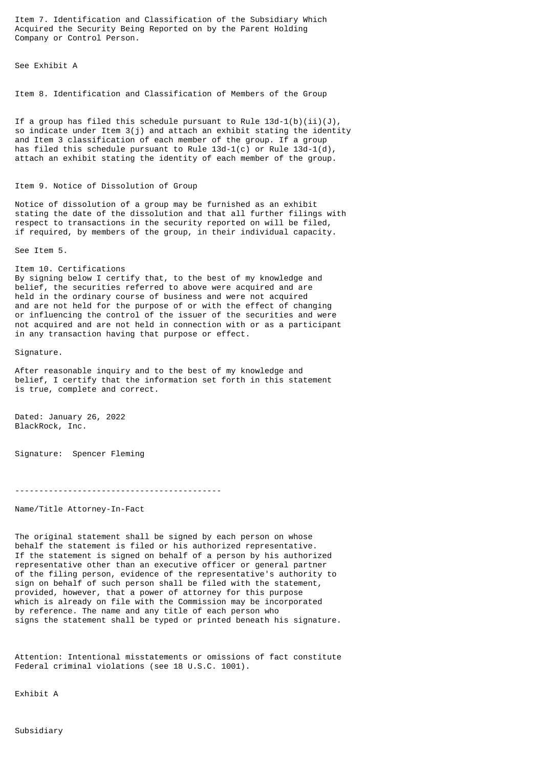Item 7. Identification and Classification of the Subsidiary Which Acquired the Security Being Reported on by the Parent Holding Company or Control Person.

See Exhibit A

Item 8. Identification and Classification of Members of the Group

If a group has filed this schedule pursuant to Rule 13d-1(b)(ii)(J), so indicate under Item 3(j) and attach an exhibit stating the identity and Item 3 classification of each member of the group. If a group has filed this schedule pursuant to Rule 13d-1(c) or Rule 13d-1(d), attach an exhibit stating the identity of each member of the group.

Item 9. Notice of Dissolution of Group

Notice of dissolution of a group may be furnished as an exhibit stating the date of the dissolution and that all further filings with respect to transactions in the security reported on will be filed, if required, by members of the group, in their individual capacity.

See Item 5.

Item 10. Certifications

By signing below I certify that, to the best of my knowledge and belief, the securities referred to above were acquired and are held in the ordinary course of business and were not acquired and are not held for the purpose of or with the effect of changing or influencing the control of the issuer of the securities and were not acquired and are not held in connection with or as a participant in any transaction having that purpose or effect.

Signature.

After reasonable inquiry and to the best of my knowledge and belief, I certify that the information set forth in this statement is true, complete and correct.

Dated: January 26, 2022

BlackRock, Inc.

Signature: Spencer Fleming

-------------------------------------------

Name/Title Attorney-In-Fact

The original statement shall be signed by each person on whose behalf the statement is filed or his authorized representative. If the statement is signed on behalf of a person by his authorized representative other than an executive officer or general partner of the filing person, evidence of the representative's authority to sign on behalf of such person shall be filed with the statement, provided, however, that a power of attorney for this purpose which is already on file with the Commission may be incorporated by reference. The name and any title of each person who signs the statement shall be typed or printed beneath his signature.

Attention: Intentional misstatements or omissions of fact constitute Federal criminal violations (see 18 U.S.C. 1001).

Exhibit A

Subsidiary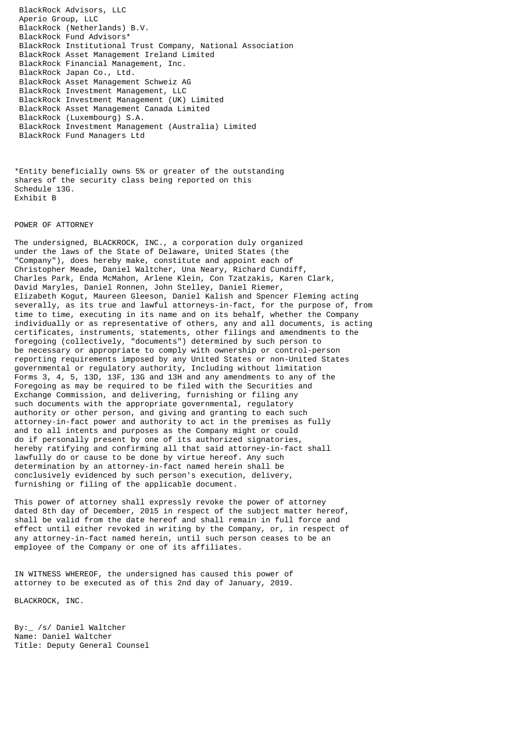BlackRock Advisors, LLC
Aperio Group, LLC
BlackRock (Netherlands) B.V.
BlackRock Fund Advisors*
BlackRock Institutional Trust Company, National Association
BlackRock Asset Management Ireland Limited
BlackRock Financial Management, Inc.
BlackRock Japan Co., Ltd.
BlackRock Asset Management Schweiz AG
BlackRock Investment Management, LLC
BlackRock Investment Management (UK) Limited
BlackRock Asset Management Canada Limited
BlackRock (Luxembourg) S.A.
BlackRock Investment Management (Australia) Limited
BlackRock Fund Managers Ltd

*Entity beneficially owns 5% or greater of the outstanding shares of the security class being reported on this Schedule 13G.

Exhibit B

POWER OF ATTORNEY

The undersigned, BLACKROCK, INC., a corporation duly organized under the laws of the State of Delaware, United States (the "Company"), does hereby make, constitute and appoint each of Christopher Meade, Daniel Waltcher, Una Neary, Richard Cundiff, Charles Park, Enda McMahon, Arlene Klein, Con Tzatzakis, Karen Clark, David Maryles, Daniel Ronnen, John Stelley, Daniel Riemer, Elizabeth Kogut, Maureen Gleeson, Daniel Kalish and Spencer Fleming acting severally, as its true and lawful attorneys-in-fact, for the purpose of, from time to time, executing in its name and on its behalf, whether the Company individually or as representative of others, any and all documents, is acting certificates, instruments, statements, other filings and amendments to the foregoing (collectively, "documents") determined by such person to be necessary or appropriate to comply with ownership or control-person reporting requirements imposed by any United States or non-United States governmental or regulatory authority, Including without limitation Forms 3, 4, 5, 13D, 13F, 13G and 13H and any amendments to any of the Foregoing as may be required to be filed with the Securities and Exchange Commission, and delivering, furnishing or filing any such documents with the appropriate governmental, regulatory authority or other person, and giving and granting to each such attorney-in-fact power and authority to act in the premises as fully and to all intents and purposes as the Company might or could do if personally present by one of its authorized signatories, hereby ratifying and confirming all that said attorney-in-fact shall lawfully do or cause to be done by virtue hereof. Any such determination by an attorney-in-fact named herein shall be conclusively evidenced by such person's execution, delivery, furnishing or filing of the applicable document.

This power of attorney shall expressly revoke the power of attorney dated 8th day of December, 2015 in respect of the subject matter hereof, shall be valid from the date hereof and shall remain in full force and effect until either revoked in writing by the Company, or, in respect of any attorney-in-fact named herein, until such person ceases to be an employee of the Company or one of its affiliates.

IN WITNESS WHEREOF, the undersigned has caused this power of attorney to be executed as of this 2nd day of January, 2019.

BLACKROCK, INC.

By:_ /s/ Daniel Waltcher
Name: Daniel Waltcher
Title: Deputy General Counsel